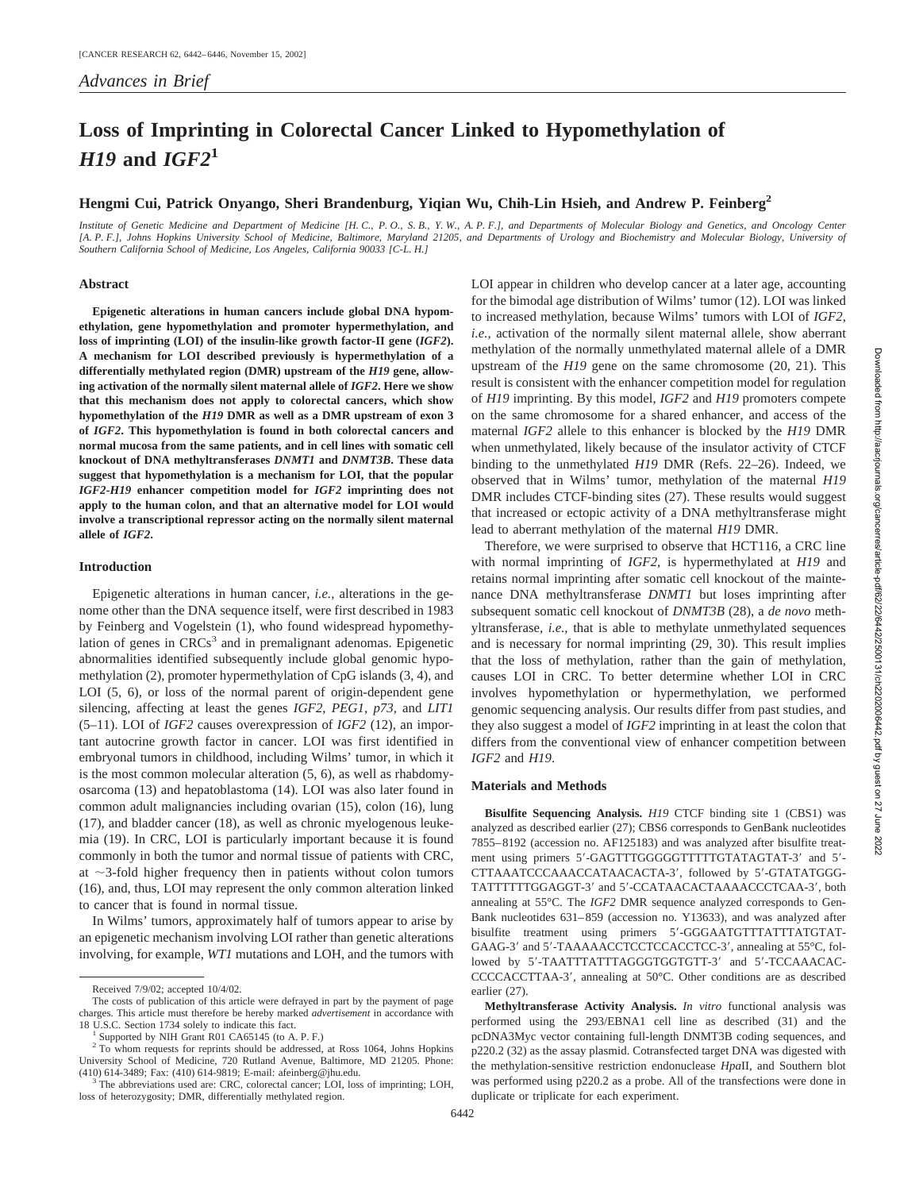*Advances in Brief*

# Loss of Imprinting in Colorectal Cancer Linked to Hypomethylation of *H19* and *IGF2*[1]

**Hengmi Cui, Patrick Onyango, Sheri Brandenburg, Yiqian Wu, Chih-Lin Hsieh, and Andrew P. Feinberg[2]**

*Institute of Genetic Medicine and Department of Medicine [H. C., P. O., S. B., Y. W., A. P. F.], and Departments of Molecular Biology and Genetics, and Oncology Center [A. P. F.], Johns Hopkins University School of Medicine, Baltimore, Maryland 21205, and Departments of Urology and Biochemistry and Molecular Biology, University of Southern California School of Medicine, Los Angeles, California 90033 [C-L. H.]*

## Abstract

**Epigenetic alterations in human cancers include global DNA hypomethylation, gene hypomethylation and promoter hypermethylation, and loss of imprinting (LOI) of the insulin-like growth factor-II gene (*IGF2*). A mechanism for LOI described previously is hypermethylation of a differentially methylated region (DMR) upstream of the *H19* gene, allowing activation of the normally silent maternal allele of *IGF2*. Here we show that this mechanism does not apply to colorectal cancers, which show hypomethylation of the *H19* DMR as well as a DMR upstream of exon 3 of *IGF2*. This hypomethylation is found in both colorectal cancers and normal mucosa from the same patients, and in cell lines with somatic cell knockout of DNA methyltransferases *DNMT1* and *DNMT3B*. These data suggest that hypomethylation is a mechanism for LOI, that the popular *IGF2-H19* enhancer competition model for *IGF2* imprinting does not apply to the human colon, and that an alternative model for LOI would involve a transcriptional repressor acting on the normally silent maternal allele of *IGF2*.**

## Introduction

Epigenetic alterations in human cancer, *i.e.,* alterations in the genome other than the DNA sequence itself, were first described in 1983 by Feinberg and Vogelstein (1), who found widespread hypomethylation of genes in CRCs[3] and in premalignant adenomas. Epigenetic abnormalities identified subsequently include global genomic hypomethylation (2), promoter hypermethylation of CpG islands (3, 4), and LOI (5, 6), or loss of the normal parent of origin-dependent gene silencing, affecting at least the genes *IGF2*, *PEG1*, *p73*, and *LIT1* (5–11). LOI of *IGF2* causes overexpression of *IGF2* (12), an important autocrine growth factor in cancer. LOI was first identified in embryonal tumors in childhood, including Wilms' tumor, in which it is the most common molecular alteration (5, 6), as well as rhabdomyosarcoma (13) and hepatoblastoma (14). LOI was also later found in common adult malignancies including ovarian (15), colon (16), lung (17), and bladder cancer (18), as well as chronic myelogenous leukemia (19). In CRC, LOI is particularly important because it is found commonly in both the tumor and normal tissue of patients with CRC, at ~3-fold higher frequency then in patients without colon tumors (16), and, thus, LOI may represent the only common alteration linked to cancer that is found in normal tissue.

In Wilms' tumors, approximately half of tumors appear to arise by an epigenetic mechanism involving LOI rather than genetic alterations involving, for example, *WT1* mutations and LOH, and the tumors with LOI appear in children who develop cancer at a later age, accounting for the bimodal age distribution of Wilms' tumor (12). LOI was linked to increased methylation, because Wilms' tumors with LOI of *IGF2*, *i.e.,* activation of the normally silent maternal allele, show aberrant methylation of the normally unmethylated maternal allele of a DMR upstream of the *H19* gene on the same chromosome (20, 21). This result is consistent with the enhancer competition model for regulation of *H19* imprinting. By this model, *IGF2* and *H19* promoters compete on the same chromosome for a shared enhancer, and access of the maternal *IGF2* allele to this enhancer is blocked by the *H19* DMR when unmethylated, likely because of the insulator activity of CTCF binding to the unmethylated *H19* DMR (Refs. 22–26). Indeed, we observed that in Wilms' tumor, methylation of the maternal *H19* DMR includes CTCF-binding sites (27). These results would suggest that increased or ectopic activity of a DNA methyltransferase might lead to aberrant methylation of the maternal *H19* DMR.

Therefore, we were surprised to observe that HCT116, a CRC line with normal imprinting of *IGF2*, is hypermethylated at *H19* and retains normal imprinting after somatic cell knockout of the maintenance DNA methyltransferase *DNMT1* but loses imprinting after subsequent somatic cell knockout of *DNMT3B* (28), a *de novo* methyltransferase, *i.e.,* that is able to methylate unmethylated sequences and is necessary for normal imprinting (29, 30). This result implies that the loss of methylation, rather than the gain of methylation, causes LOI in CRC. To better determine whether LOI in CRC involves hypomethylation or hypermethylation, we performed genomic sequencing analysis. Our results differ from past studies, and they also suggest a model of *IGF2* imprinting in at least the colon that differs from the conventional view of enhancer competition between *IGF2* and *H19*.

## Materials and Methods

**Bisulfite Sequencing Analysis.** *H19* CTCF binding site 1 (CBS1) was analyzed as described earlier (27); CBS6 corresponds to GenBank nucleotides 7855–8192 (accession no. AF125183) and was analyzed after bisulfite treatment using primers 5′-GAGTTTGGGGGTTTTTGTATAGTAT-3′ and 5′-CTTAAATCCCAAACCATAACACTA-3′, followed by 5′-GTATATGGGTATTTTTTGGAGGT-3′ and 5′-CCATAACACTAAAACCCTCAA-3′, both annealing at 55°C. The *IGF2* DMR sequence analyzed corresponds to GenBank nucleotides 631–859 (accession no. Y13633), and was analyzed after bisulfite treatment using primers 5′-GGGAATGTTTATTTATGTATGAAG-3′ and 5′-TAAAAACCTCCTCCACCTCC-3′, annealing at 55°C, followed by 5′-TAATTTATTTAGGGTGGTGTT-3′ and 5′-TCCAAACACCCCCACCTTAA-3′, annealing at 50°C. Other conditions are as described earlier (27).

**Methyltransferase Activity Analysis.** *In vitro* functional analysis was performed using the 293/EBNA1 cell line as described (31) and the pcDNA3Myc vector containing full-length DNMT3B coding sequences, and p220.2 (32) as the assay plasmid. Cotransfected target DNA was digested with the methylation-sensitive restriction endonuclease *Hpa*II, and Southern blot was performed using p220.2 as a probe. All of the transfections were done in duplicate or triplicate for each experiment.

---

Received 7/9/02; accepted 10/4/02.

The costs of publication of this article were defrayed in part by the payment of page charges. This article must therefore be hereby marked *advertisement* in accordance with 18 U.S.C. Section 1734 solely to indicate this fact.

[1] Supported by NIH Grant R01 CA65145 (to A. P. F.)

[2] To whom requests for reprints should be addressed, at Ross 1064, Johns Hopkins University School of Medicine, 720 Rutland Avenue, Baltimore, MD 21205. Phone: (410) 614-3489; Fax: (410) 614-9819; E-mail: afeinberg@jhu.edu.

[3] The abbreviations used are: CRC, colorectal cancer; LOI, loss of imprinting; LOH, loss of heterozygosity; DMR, differentially methylated region.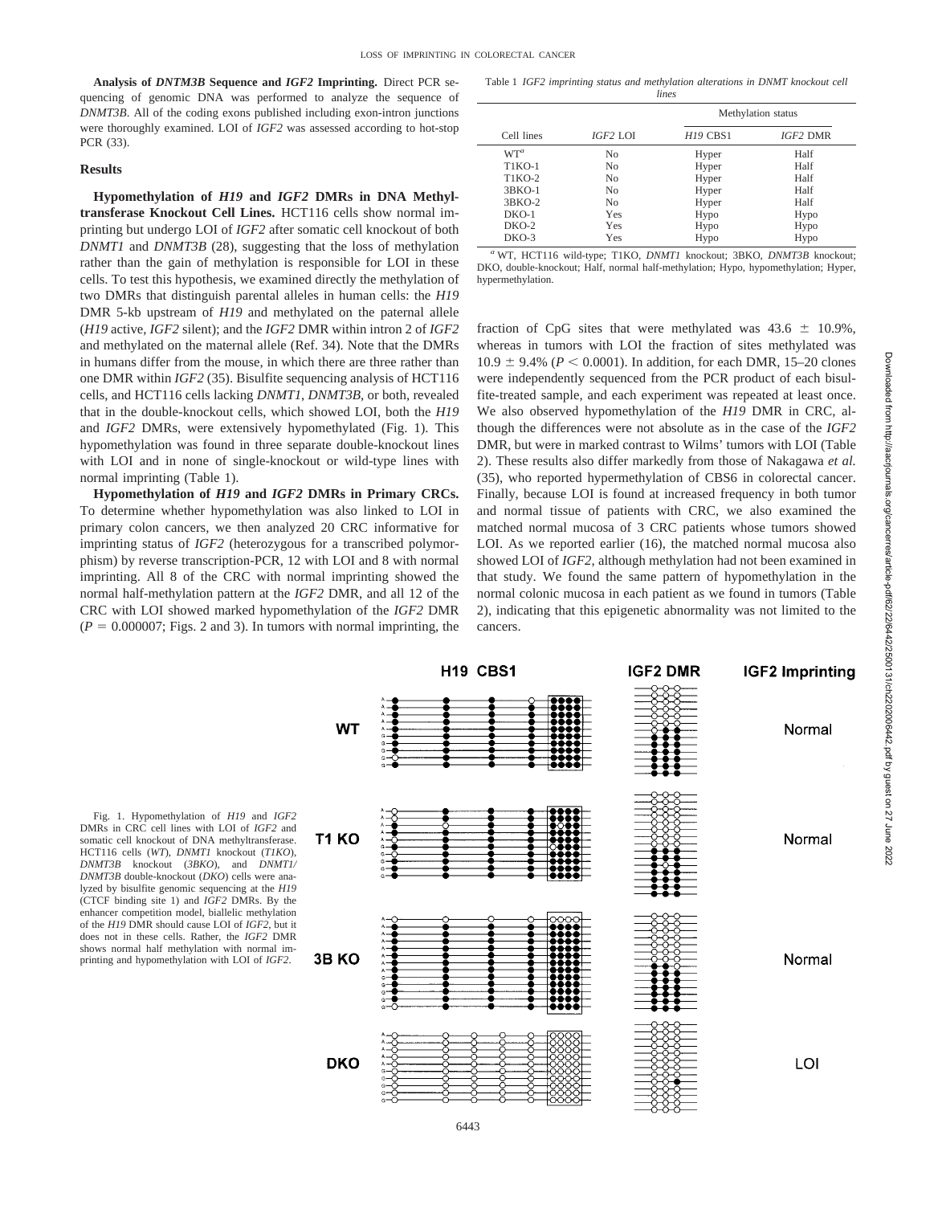**Analysis of *DNTM3B* Sequence and *IGF2* Imprinting.** Direct PCR sequencing of genomic DNA was performed to analyze the sequence of *DNMT3B*. All of the coding exons published including exon-intron junctions were thoroughly examined. LOI of *IGF2* was assessed according to hot-stop PCR (33).

## Results

**Hypomethylation of *H19* and *IGF2* DMRs in DNA Methyltransferase Knockout Cell Lines.** HCT116 cells show normal imprinting but undergo LOI of *IGF2* after somatic cell knockout of both *DNMT1* and *DNMT3B* (28), suggesting that the loss of methylation rather than the gain of methylation is responsible for LOI in these cells. To test this hypothesis, we examined directly the methylation of two DMRs that distinguish parental alleles in human cells: the *H19* DMR 5-kb upstream of *H19* and methylated on the paternal allele (*H19* active, *IGF2* silent); and the *IGF2* DMR within intron 2 of *IGF2* and methylated on the maternal allele (Ref. 34). Note that the DMRs in humans differ from the mouse, in which there are three rather than one DMR within *IGF2* (35). Bisulfite sequencing analysis of HCT116 cells, and HCT116 cells lacking *DNMT1*, *DNMT3B*, or both, revealed that in the double-knockout cells, which showed LOI, both the *H19* and *IGF2* DMRs, were extensively hypomethylated (Fig. 1). This hypomethylation was found in three separate double-knockout lines with LOI and in none of single-knockout or wild-type lines with normal imprinting (Table 1).

**Hypomethylation of *H19* and *IGF2* DMRs in Primary CRCs.** To determine whether hypomethylation was also linked to LOI in primary colon cancers, we then analyzed 20 CRC informative for imprinting status of *IGF2* (heterozygous for a transcribed polymorphism) by reverse transcription-PCR, 12 with LOI and 8 with normal imprinting. All 8 of the CRC with normal imprinting showed the normal half-methylation pattern at the *IGF2* DMR, and all 12 of the CRC with LOI showed marked hypomethylation of the *IGF2* DMR ($P = 0.000007$; Figs. 2 and 3). In tumors with normal imprinting, the fraction of CpG sites that were methylated was $43.6 \pm 10.9\%$, whereas in tumors with LOI the fraction of sites methylated was $10.9 \pm 9.4\%$ ($P < 0.0001$). In addition, for each DMR, 15–20 clones were independently sequenced from the PCR product of each bisulfite-treated sample, and each experiment was repeated at least once. We also observed hypomethylation of the *H19* DMR in CRC, although the differences were not absolute as in the case of the *IGF2* DMR, but were in marked contrast to Wilms' tumors with LOI (Table 2). These results also differ markedly from those of Nakagawa *et al.* (35), who reported hypermethylation of CBS6 in colorectal cancer. Finally, because LOI is found at increased frequency in both tumor and normal tissue of patients with CRC, we also examined the matched normal mucosa of 3 CRC patients whose tumors showed LOI. As we reported earlier (16), the matched normal mucosa also showed LOI of *IGF2*, although methylation had not been examined in that study. We found the same pattern of hypomethylation in the normal colonic mucosa in each patient as we found in tumors (Table 2), indicating that this epigenetic abnormality was not limited to the cancers.

Table 1 *IGF2 imprinting status and methylation alterations in DNMT knockout cell lines*

| | | Methylation status | |
|---|---|---|---|
| Cell lines | *IGF2* LOI | *H19* CBS1 | *IGF2* DMR |
| WT[a] | No | Hyper | Half |
| T1KO-1 | No | Hyper | Half |
| T1KO-2 | No | Hyper | Half |
| 3BKO-1 | No | Hyper | Half |
| 3BKO-2 | No | Hyper | Half |
| DKO-1 | Yes | Hypo | Hypo |
| DKO-2 | Yes | Hypo | Hypo |
| DKO-3 | Yes | Hypo | Hypo |

[a] WT, HCT116 wild-type; T1KO, *DNMT1* knockout; 3BKO, *DNMT3B* knockout; DKO, double-knockout; Half, normal half-methylation; Hypo, hypomethylation; Hyper, hypermethylation.

Fig. 1. Hypomethylation of *H19* and *IGF2* DMRs in CRC cell lines with LOI of *IGF2* and somatic cell knockout of DNA methyltransferase. HCT116 cells (*WT*), *DNMT1* knockout (*T1KO*), *DNMT3B* knockout (*3BKO*), and *DNMT1/DNMT3B* double-knockout (*DKO*) cells were analyzed by bisulfite genomic sequencing at the *H19* (CTCF binding site 1) and *IGF2* DMRs. By the enhancer competition model, biallelic methylation of the *H19* DMR should cause LOI of *IGF2*, but it does not in these cells. Rather, the *IGF2* DMR shows normal half methylation with normal imprinting and hypomethylation with LOI of *IGF2*.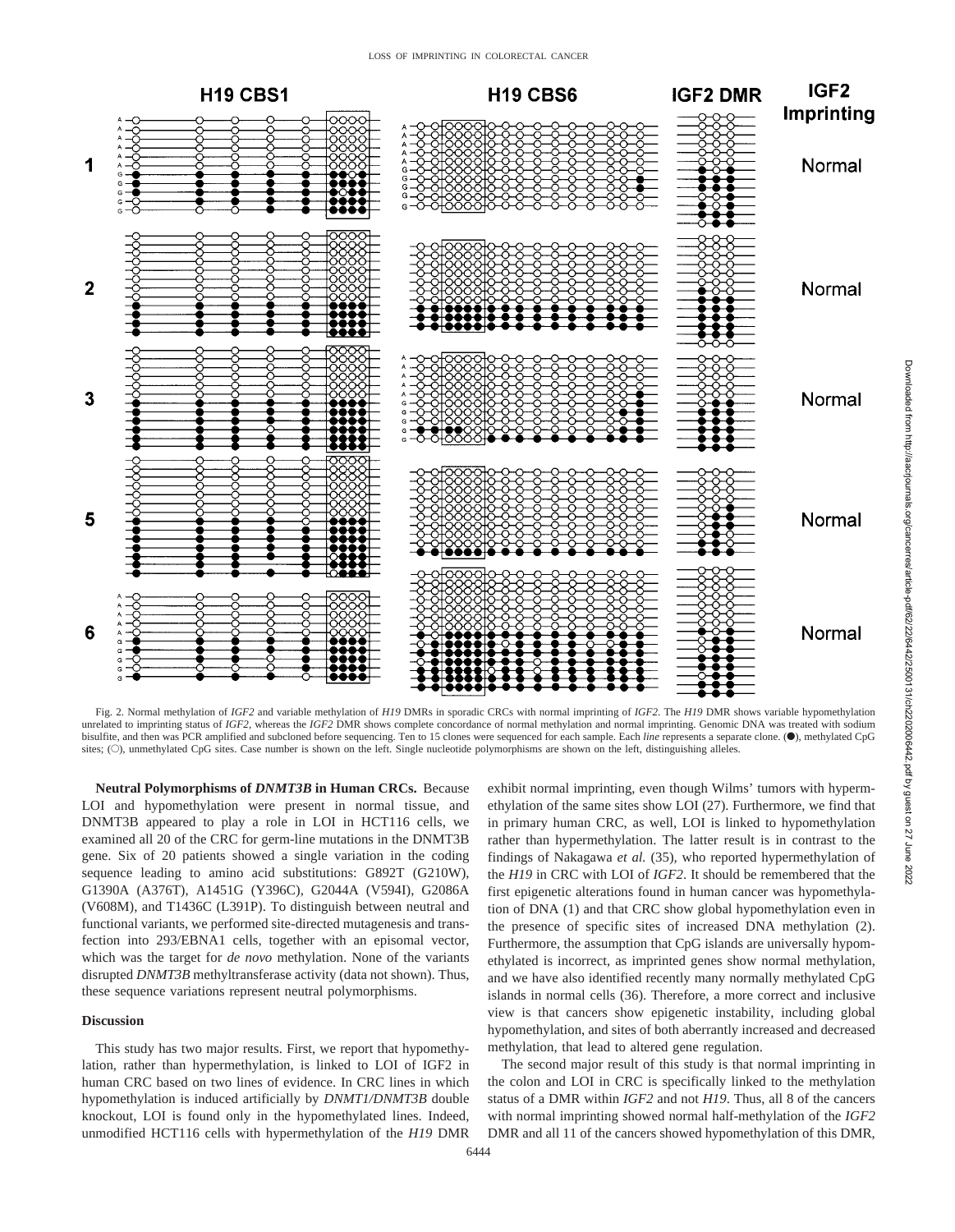Fig. 2. Normal methylation of *IGF2* and variable methylation of *H19* DMRs in sporadic CRCs with normal imprinting of *IGF2*. The *H19* DMR shows variable hypomethylation unrelated to imprinting status of *IGF2*, whereas the *IGF2* DMR shows complete concordance of normal methylation and normal imprinting. Genomic DNA was treated with sodium bisulfite, and then was PCR amplified and subcloned before sequencing. Ten to 15 clones were sequenced for each sample. Each *line* represents a separate clone. (●), methylated CpG sites; (○), unmethylated CpG sites. Case number is shown on the left. Single nucleotide polymorphisms are shown on the left, distinguishing alleles.

**Neutral Polymorphisms of *DNMT3B* in Human CRCs.** Because LOI and hypomethylation were present in normal tissue, and DNMT3B appeared to play a role in LOI in HCT116 cells, we examined all 20 of the CRC for germ-line mutations in the DNMT3B gene. Six of 20 patients showed a single variation in the coding sequence leading to amino acid substitutions: G892T (G210W), G1390A (A376T), A1451G (Y396C), G2044A (V594I), G2086A (V608M), and T1436C (L391P). To distinguish between neutral and functional variants, we performed site-directed mutagenesis and transfection into 293/EBNA1 cells, together with an episomal vector, which was the target for *de novo* methylation. None of the variants disrupted *DNMT3B* methyltransferase activity (data not shown). Thus, these sequence variations represent neutral polymorphisms.

## Discussion

This study has two major results. First, we report that hypomethylation, rather than hypermethylation, is linked to LOI of IGF2 in human CRC based on two lines of evidence. In CRC lines in which hypomethylation is induced artificially by *DNMT1/DNMT3B* double knockout, LOI is found only in the hypomethylated lines. Indeed, unmodified HCT116 cells with hypermethylation of the *H19* DMR exhibit normal imprinting, even though Wilms' tumors with hypermethylation of the same sites show LOI (27). Furthermore, we find that in primary human CRC, as well, LOI is linked to hypomethylation rather than hypermethylation. The latter result is in contrast to the findings of Nakagawa *et al.* (35), who reported hypermethylation of the *H19* in CRC with LOI of *IGF2*. It should be remembered that the first epigenetic alterations found in human cancer was hypomethylation of DNA (1) and that CRC show global hypomethylation even in the presence of specific sites of increased DNA methylation (2). Furthermore, the assumption that CpG islands are universally hypomethylated is incorrect, as imprinted genes show normal methylation, and we have also identified recently many normally methylated CpG islands in normal cells (36). Therefore, a more correct and inclusive view is that cancers show epigenetic instability, including global hypomethylation, and sites of both aberrantly increased and decreased methylation, that lead to altered gene regulation.

The second major result of this study is that normal imprinting in the colon and LOI in CRC is specifically linked to the methylation status of a DMR within *IGF2* and not *H19*. Thus, all 8 of the cancers with normal imprinting showed normal half-methylation of the *IGF2* DMR and all 11 of the cancers showed hypomethylation of this DMR,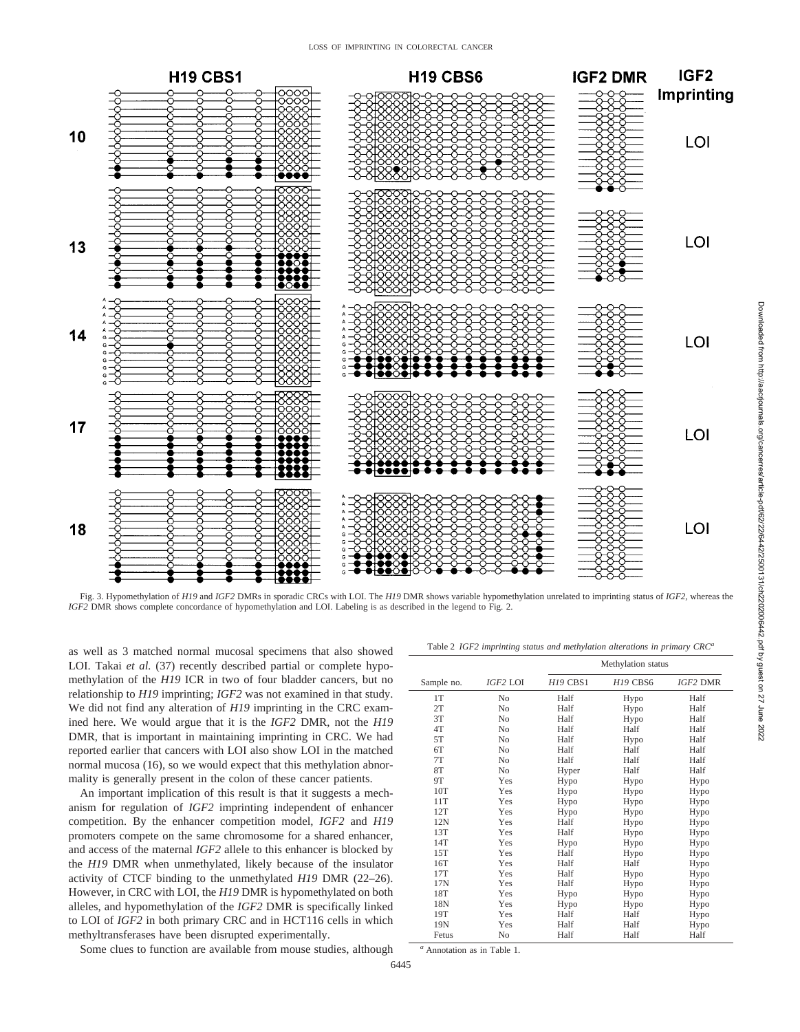Fig. 3. Hypomethylation of *H19* and *IGF2* DMRs in sporadic CRCs with LOI. The *H19* DMR shows variable hypomethylation unrelated to imprinting status of *IGF2*, whereas the *IGF2* DMR shows complete concordance of hypomethylation and LOI. Labeling is as described in the legend to Fig. 2.

as well as 3 matched normal mucosal specimens that also showed LOI. Takai *et al.* (37) recently described partial or complete hypomethylation of the *H19* ICR in two of four bladder cancers, but no relationship to *H19* imprinting; *IGF2* was not examined in that study. We did not find any alteration of *H19* imprinting in the CRC examined here. We would argue that it is the *IGF2* DMR, not the *H19* DMR, that is important in maintaining imprinting in CRC. We had reported earlier that cancers with LOI also show LOI in the matched normal mucosa (16), so we would expect that this methylation abnormality is generally present in the colon of these cancer patients.

An important implication of this result is that it suggests a mechanism for regulation of *IGF2* imprinting independent of enhancer competition. By the enhancer competition model, *IGF2* and *H19* promoters compete on the same chromosome for a shared enhancer, and access of the maternal *IGF2* allele to this enhancer is blocked by the *H19* DMR when unmethylated, likely because of the insulator activity of CTCF binding to the unmethylated *H19* DMR (22–26). However, in CRC with LOI, the *H19* DMR is hypomethylated on both alleles, and hypomethylation of the *IGF2* DMR is specifically linked to LOI of *IGF2* in both primary CRC and in HCT116 cells in which methyltransferases have been disrupted experimentally.

Some clues to function are available from mouse studies, although

Table 2 *IGF2 imprinting status and methylation alterations in primary CRC*[a]

| Sample no. | *IGF2* LOI | Methylation status | | |
|---|---|---|---|---|
| | | *H19* CBS1 | *H19* CBS6 | *IGF2* DMR |
| 1T | No | Half | Hypo | Half |
| 2T | No | Half | Hypo | Half |
| 3T | No | Half | Hypo | Half |
| 4T | No | Half | Half | Half |
| 5T | No | Half | Hypo | Half |
| 6T | No | Half | Half | Half |
| 7T | No | Half | Half | Half |
| 8T | No | Hyper | Half | Half |
| 9T | Yes | Hypo | Hypo | Hypo |
| 10T | Yes | Hypo | Hypo | Hypo |
| 11T | Yes | Hypo | Hypo | Hypo |
| 12T | Yes | Hypo | Hypo | Hypo |
| 12N | Yes | Half | Hypo | Hypo |
| 13T | Yes | Half | Hypo | Hypo |
| 14T | Yes | Hypo | Hypo | Hypo |
| 15T | Yes | Half | Hypo | Hypo |
| 16T | Yes | Half | Half | Hypo |
| 17T | Yes | Half | Hypo | Hypo |
| 17N | Yes | Half | Hypo | Hypo |
| 18T | Yes | Hypo | Hypo | Hypo |
| 18N | Yes | Hypo | Hypo | Hypo |
| 19T | Yes | Half | Half | Hypo |
| 19N | Yes | Half | Half | Hypo |
| Fetus | No | Half | Half | Half |

[a] Annotation as in Table 1.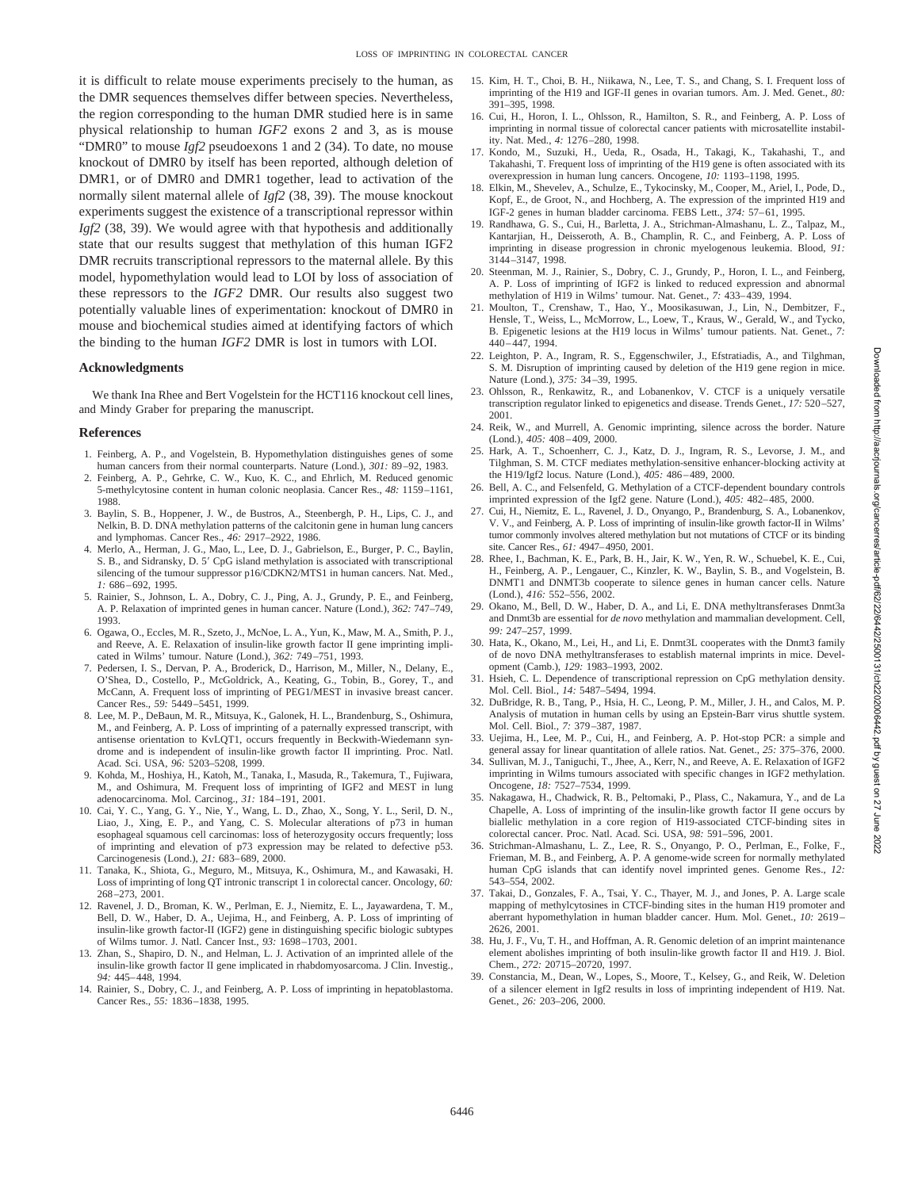it is difficult to relate mouse experiments precisely to the human, as the DMR sequences themselves differ between species. Nevertheless, the region corresponding to the human DMR studied here is in same physical relationship to human *IGF2* exons 2 and 3, as is mouse "DMR0" to mouse *Igf2* pseudoexons 1 and 2 (34). To date, no mouse knockout of DMR0 by itself has been reported, although deletion of DMR1, or of DMR0 and DMR1 together, lead to activation of the normally silent maternal allele of *Igf2* (38, 39). The mouse knockout experiments suggest the existence of a transcriptional repressor within *Igf2* (38, 39). We would agree with that hypothesis and additionally state that our results suggest that methylation of this human IGF2 DMR recruits transcriptional repressors to the maternal allele. By this model, hypomethylation would lead to LOI by loss of association of these repressors to the *IGF2* DMR. Our results also suggest two potentially valuable lines of experimentation: knockout of DMR0 in mouse and biochemical studies aimed at identifying factors of which the binding to the human *IGF2* DMR is lost in tumors with LOI.

## Acknowledgments

We thank Ina Rhee and Bert Vogelstein for the HCT116 knockout cell lines, and Mindy Graber for preparing the manuscript.

## References

1. Feinberg, A. P., and Vogelstein, B. Hypomethylation distinguishes genes of some human cancers from their normal counterparts. Nature (Lond.), *301:* 89–92, 1983.
2. Feinberg, A. P., Gehrke, C. W., Kuo, K. C., and Ehrlich, M. Reduced genomic 5-methylcytosine content in human colonic neoplasia. Cancer Res., *48:* 1159–1161, 1988.
3. Baylin, S. B., Hoppener, J. W., de Bustros, A., Steenbergh, P. H., Lips, C. J., and Nelkin, B. D. DNA methylation patterns of the calcitonin gene in human lung cancers and lymphomas. Cancer Res., *46:* 2917–2922, 1986.
4. Merlo, A., Herman, J. G., Mao, L., Lee, D. J., Gabrielson, E., Burger, P. C., Baylin, S. B., and Sidransky, D. 5′ CpG island methylation is associated with transcriptional silencing of the tumour suppressor p16/CDKN2/MTS1 in human cancers. Nat. Med., *1:* 686–692, 1995.
5. Rainier, S., Johnson, L. A., Dobry, C. J., Ping, A. J., Grundy, P. E., and Feinberg, A. P. Relaxation of imprinted genes in human cancer. Nature (Lond.), *362:* 747–749, 1993.
6. Ogawa, O., Eccles, M. R., Szeto, J., McNoe, L. A., Yun, K., Maw, M. A., Smith, P. J., and Reeve, A. E. Relaxation of insulin-like growth factor II gene imprinting implicated in Wilms' tumour. Nature (Lond.), *362:* 749–751, 1993.
7. Pedersen, I. S., Dervan, P. A., Broderick, D., Harrison, M., Miller, N., Delany, E., O'Shea, D., Costello, P., McGoldrick, A., Keating, G., Tobin, B., Gorey, T., and McCann, A. Frequent loss of imprinting of PEG1/MEST in invasive breast cancer. Cancer Res., *59:* 5449–5451, 1999.
8. Lee, M. P., DeBaun, M. R., Mitsuya, K., Galonek, H. L., Brandenburg, S., Oshimura, M., and Feinberg, A. P. Loss of imprinting of a paternally expressed transcript, with antisense orientation to KvLQT1, occurs frequently in Beckwith-Wiedemann syndrome and is independent of insulin-like growth factor II imprinting. Proc. Natl. Acad. Sci. USA, *96:* 5203–5208, 1999.
9. Kohda, M., Hoshiya, H., Katoh, M., Tanaka, I., Masuda, R., Takemura, T., Fujiwara, M., and Oshimura, M. Frequent loss of imprinting of IGF2 and MEST in lung adenocarcinoma. Mol. Carcinog., *31:* 184–191, 2001.
10. Cai, Y. C., Yang, G. Y., Nie, Y., Wang, L. D., Zhao, X., Song, Y. L., Seril, D. N., Liao, J., Xing, E. P., and Yang, C. S. Molecular alterations of p73 in human esophageal squamous cell carcinomas: loss of heterozygosity occurs frequently; loss of imprinting and elevation of p73 expression may be related to defective p53. Carcinogenesis (Lond.), *21:* 683–689, 2000.
11. Tanaka, K., Shiota, G., Meguro, M., Mitsuya, K., Oshimura, M., and Kawasaki, H. Loss of imprinting of long QT intronic transcript 1 in colorectal cancer. Oncology, *60:* 268–273, 2001.
12. Ravenel, J. D., Broman, K. W., Perlman, E. J., Niemitz, E. L., Jayawardena, T. M., Bell, D. W., Haber, D. A., Uejima, H., and Feinberg, A. P. Loss of imprinting of insulin-like growth factor-II (IGF2) gene in distinguishing specific biologic subtypes of Wilms tumor. J. Natl. Cancer Inst., *93:* 1698–1703, 2001.
13. Zhan, S., Shapiro, D. N., and Helman, L. J. Activation of an imprinted allele of the insulin-like growth factor II gene implicated in rhabdomyosarcoma. J Clin. Investig., *94:* 445–448, 1994.
14. Rainier, S., Dobry, C. J., and Feinberg, A. P. Loss of imprinting in hepatoblastoma. Cancer Res., *55:* 1836–1838, 1995.
15. Kim, H. T., Choi, B. H., Niikawa, N., Lee, T. S., and Chang, S. I. Frequent loss of imprinting of the H19 and IGF-II genes in ovarian tumors. Am. J. Med. Genet., *80:* 391–395, 1998.
16. Cui, H., Horon, I. L., Ohlsson, R., Hamilton, S. R., and Feinberg, A. P. Loss of imprinting in normal tissue of colorectal cancer patients with microsatellite instability. Nat. Med., *4:* 1276–280, 1998.
17. Kondo, M., Suzuki, H., Ueda, R., Osada, H., Takagi, K., Takahashi, T., and Takahashi, T. Frequent loss of imprinting of the H19 gene is often associated with its overexpression in human lung cancers. Oncogene, *10:* 1193–1198, 1995.
18. Elkin, M., Shevelev, A., Schulze, E., Tykocinsky, M., Cooper, M., Ariel, I., Pode, D., Kopf, E., de Groot, N., and Hochberg, A. The expression of the imprinted H19 and IGF-2 genes in human bladder carcinoma. FEBS Lett., *374:* 57–61, 1995.
19. Randhawa, G. S., Cui, H., Barletta, J. A., Strichman-Almashanu, L. Z., Talpaz, M., Kantarjian, H., Deisseroth, A. B., Champlin, R. C., and Feinberg, A. P. Loss of imprinting in disease progression in chronic myelogenous leukemia. Blood, *91:* 3144–3147, 1998.
20. Steenman, M. J., Rainier, S., Dobry, C. J., Grundy, P., Horon, I. L., and Feinberg, A. P. Loss of imprinting of IGF2 is linked to reduced expression and abnormal methylation of H19 in Wilms' tumour. Nat. Genet., *7:* 433–439, 1994.
21. Moulton, T., Crenshaw, T., Hao, Y., Moosikasuwan, J., Lin, N., Dembitzer, F., Hensle, T., Weiss, L., McMorrow, L., Loew, T., Kraus, W., Gerald, W., and Tycko, B. Epigenetic lesions at the H19 locus in Wilms' tumour patients. Nat. Genet., *7:* 440–447, 1994.
22. Leighton, P. A., Ingram, R. S., Eggenschwiler, J., Efstratiadis, A., and Tilghman, S. M. Disruption of imprinting caused by deletion of the H19 gene region in mice. Nature (Lond.), *375:* 34–39, 1995.
23. Ohlsson, R., Renkawitz, R., and Lobanenkov, V. CTCF is a uniquely versatile transcription regulator linked to epigenetics and disease. Trends Genet., *17:* 520–527, 2001.
24. Reik, W., and Murrell, A. Genomic imprinting, silence across the border. Nature (Lond.), *405:* 408–409, 2000.
25. Hark, A. T., Schoenherr, C. J., Katz, D. J., Ingram, R. S., Levorse, J. M., and Tilghman, S. M. CTCF mediates methylation-sensitive enhancer-blocking activity at the H19/Igf2 locus. Nature (Lond.), *405:* 486–489, 2000.
26. Bell, A. C., and Felsenfeld, G. Methylation of a CTCF-dependent boundary controls imprinted expression of the Igf2 gene. Nature (Lond.), *405:* 482–485, 2000.
27. Cui, H., Niemitz, E. L., Ravenel, J. D., Onyango, P., Brandenburg, S. A., Lobanenkov, V. V., and Feinberg, A. P. Loss of imprinting of insulin-like growth factor-II in Wilms' tumor commonly involves altered methylation but not mutations of CTCF or its binding site. Cancer Res., *61:* 4947–4950, 2001.
28. Rhee, I., Bachman, K. E., Park, B. H., Jair, K. W., Yen, R. W., Schuebel, K. E., Cui, H., Feinberg, A. P., Lengauer, C., Kinzler, K. W., Baylin, S. B., and Vogelstein, B. DNMT1 and DNMT3b cooperate to silence genes in human cancer cells. Nature (Lond.), *416:* 552–556, 2002.
29. Okano, M., Bell, D. W., Haber, D. A., and Li, E. DNA methyltransferases Dnmt3a and Dnmt3b are essential for *de novo* methylation and mammalian development. Cell, *99:* 247–257, 1999.
30. Hata, K., Okano, M., Lei, H., and Li, E. Dnmt3L cooperates with the Dnmt3 family of de novo DNA methyltransferases to establish maternal imprints in mice. Development (Camb.), *129:* 1983–1993, 2002.
31. Hsieh, C. L. Dependence of transcriptional repression on CpG methylation density. Mol. Cell. Biol., *14:* 5487–5494, 1994.
32. DuBridge, R. B., Tang, P., Hsia, H. C., Leong, P. M., Miller, J. H., and Calos, M. P. Analysis of mutation in human cells by using an Epstein-Barr virus shuttle system. Mol. Cell. Biol., *7:* 379–387, 1987.
33. Uejima, H., Lee, M. P., Cui, H., and Feinberg, A. P. Hot-stop PCR: a simple and general assay for linear quantitation of allele ratios. Nat. Genet., *25:* 375–376, 2000.
34. Sullivan, M. J., Taniguchi, T., Jhee, A., Kerr, N., and Reeve, A. E. Relaxation of IGF2 imprinting in Wilms tumours associated with specific changes in IGF2 methylation. Oncogene, *18:* 7527–7534, 1999.
35. Nakagawa, H., Chadwick, R. B., Peltomaki, P., Plass, C., Nakamura, Y., and de La Chapelle, A. Loss of imprinting of the insulin-like growth factor II gene occurs by biallelic methylation in a core region of H19-associated CTCF-binding sites in colorectal cancer. Proc. Natl. Acad. Sci. USA, *98:* 591–596, 2001.
36. Strichman-Almashanu, L. Z., Lee, R. S., Onyango, P. O., Perlman, E., Folke, F., Frieman, M. B., and Feinberg, A. P. A genome-wide screen for normally methylated human CpG islands that can identify novel imprinted genes. Genome Res., *12:* 543–554, 2002.
37. Takai, D., Gonzales, F. A., Tsai, Y. C., Thayer, M. J., and Jones, P. A. Large scale mapping of methylcytosines in CTCF-binding sites in the human H19 promoter and aberrant hypomethylation in human bladder cancer. Hum. Mol. Genet., *10:* 2619–2626, 2001.
38. Hu, J. F., Vu, T. H., and Hoffman, A. R. Genomic deletion of an imprint maintenance element abolishes imprinting of both insulin-like growth factor II and H19. J. Biol. Chem., *272:* 20715–20720, 1997.
39. Constancia, M., Dean, W., Lopes, S., Moore, T., Kelsey, G., and Reik, W. Deletion of a silencer element in Igf2 results in loss of imprinting independent of H19. Nat. Genet., *26:* 203–206, 2000.